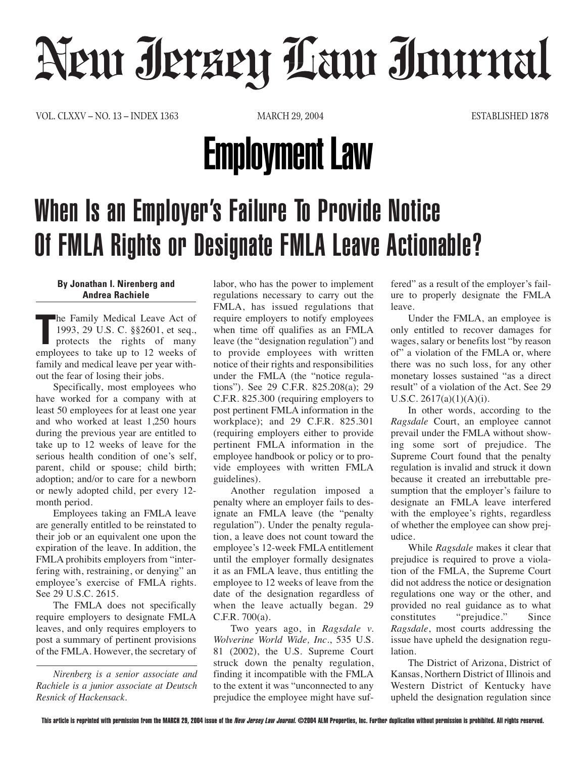# New Jersey Law Journal

VOL. CLXXV – NO. 13 – INDEX 1363 MARCH 29, 2004 ESTABLISHED 1878

## Employment Law

# When Is an Employer's Failure To Provide Notice Of FMLA Rights or Designate FMLA Leave Actionable?

**By Jonathan I. Nirenberg and Andrea Rachiele**

The Family Medical Leave Act of 1993, 29 U.S. C. §§2601, et seq., protects the rights of many employees to take up to 12 weeks of family and medical leave per year without the fear of losing their jobs.

Specifically, most employees who have worked for a company with at least 50 employees for at least one year and who worked at least 1,250 hours during the previous year are entitled to take up to 12 weeks of leave for the serious health condition of one's self, parent, child or spouse; child birth; adoption; and/or to care for a newborn or newly adopted child, per every 12-month period.

Employees taking an FMLA leave are generally entitled to be reinstated to their job or an equivalent one upon the expiration of the leave. In addition, the FMLA prohibits employers from "interfering with, restraining, or denying" an employee's exercise of FMLA rights. See 29 U.S.C. 2615.

The FMLA does not specifically require employers to designate FMLA leaves, and only requires employers to post a summary of pertinent provisions of the FMLA. However, the secretary of labor, who has the power to implement regulations necessary to carry out the FMLA, has issued regulations that require employers to notify employees when time off qualifies as an FMLA leave (the "designation regulation") and to provide employees with written notice of their rights and responsibilities under the FMLA (the "notice regulations"). See 29 C.F.R. 825.208(a); 29 C.F.R. 825.300 (requiring employers to post pertinent FMLA information in the workplace); and 29 C.F.R. 825.301 (requiring employers either to provide pertinent FMLA information in the employee handbook or policy or to provide employees with written FMLA guidelines).

Another regulation imposed a penalty where an employer fails to designate an FMLA leave (the "penalty regulation"). Under the penalty regulation, a leave does not count toward the employee's 12-week FMLA entitlement until the employer formally designates it as an FMLA leave, thus entitling the employee to 12 weeks of leave from the date of the designation regardless of when the leave actually began. 29 C.F.R. 700(a).

Two years ago, in *Ragsdale v. Wolverine World Wide, Inc*., 535 U.S. 81 (2002), the U.S. Supreme Court struck down the penalty regulation, finding it incompatible with the FMLA to the extent it was "unconnected to any prejudice the employee might have suffered" as a result of the employer's failure to properly designate the FMLA leave.

Under the FMLA, an employee is only entitled to recover damages for wages, salary or benefits lost "by reason of" a violation of the FMLA or, where there was no such loss, for any other monetary losses sustained "as a direct result" of a violation of the Act. See 29 U.S.C. 2617(a)(1)(A)(i).

In other words, according to the *Ragsdale* Court, an employee cannot prevail under the FMLA without showing some sort of prejudice. The Supreme Court found that the penalty regulation is invalid and struck it down because it created an irrebuttable presumption that the employer's failure to designate an FMLA leave interfered with the employee's rights, regardless of whether the employee can show prejudice.

While *Ragsdale* makes it clear that prejudice is required to prove a violation of the FMLA, the Supreme Court did not address the notice or designation regulations one way or the other, and provided no real guidance as to what constitutes "prejudice." Since *Ragsdale*, most courts addressing the issue have upheld the designation regulation.

The District of Arizona, District of Kansas, Northern District of Illinois and Western District of Kentucky have upheld the designation regulation since

*Nirenberg is a senior associate and Rachiele is a junior associate at Deutsch Resnick of Hackensack.*

This article is reprinted with permission from the MARCH 29, 2004 issue of the *New Jersey Law Journal*. ©2004 ALM Properties, Inc. Further duplication without permission is prohibited. All rights reserved.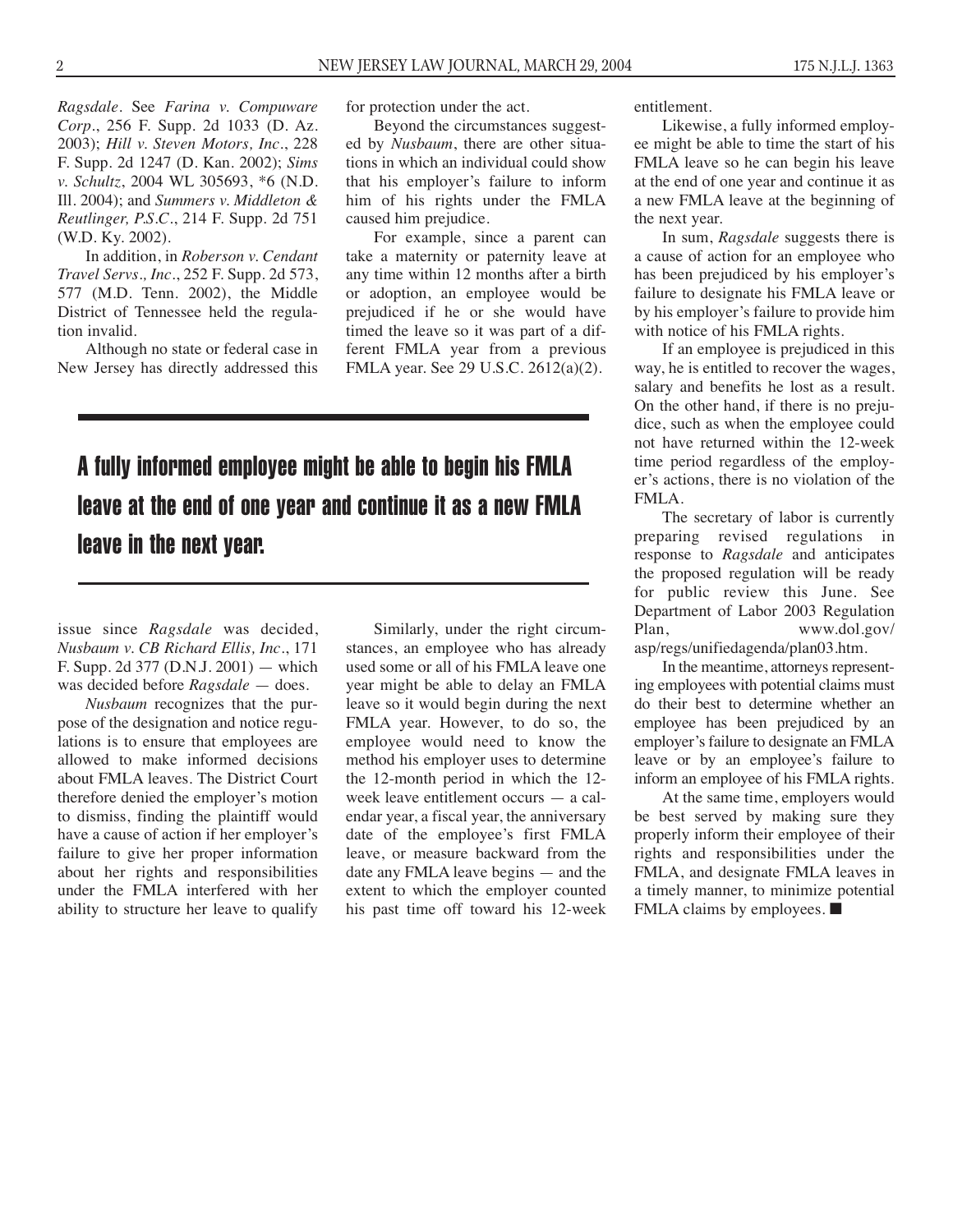*Ragsdale*. See *Farina v. Compuware Corp.*, 256 F. Supp. 2d 1033 (D. Az. 2003); *Hill v. Steven Motors, Inc.*, 228 F. Supp. 2d 1247 (D. Kan. 2002); *Sims v. Schultz*, 2004 WL 305693, *6 (N.D. Ill. 2004); and *Summers v. Middleton & Reutlinger, P.S.C.*, 214 F. Supp. 2d 751 (W.D. Ky. 2002).

In addition, in *Roberson v. Cendant Travel Servs., Inc.*, 252 F. Supp. 2d 573, 577 (M.D. Tenn. 2002), the Middle District of Tennessee held the regulation invalid.

Although no state or federal case in New Jersey has directly addressed this issue since *Ragsdale* was decided, *Nusbaum v. CB Richard Ellis, Inc.*, 171 F. Supp. 2d 377 (D.N.J. 2001) — which was decided before *Ragsdale* — does.

*Nusbaum* recognizes that the purpose of the designation and notice regulations is to ensure that employees are allowed to make informed decisions about FMLA leaves. The District Court therefore denied the employer's motion to dismiss, finding the plaintiff would have a cause of action if her employer's failure to give her proper information about her rights and responsibilities under the FMLA interfered with her ability to structure her leave to qualify for protection under the act.

Beyond the circumstances suggested by *Nusbaum*, there are other situations in which an individual could show that his employer's failure to inform him of his rights under the FMLA caused him prejudice.

For example, since a parent can take a maternity or paternity leave at any time within 12 months after a birth or adoption, an employee would be prejudiced if he or she would have timed the leave so it was part of a different FMLA year from a previous FMLA year. See 29 U.S.C. 2612(a)(2).

**A fully informed employee might be able to begin his FMLA leave at the end of one year and continue it as a new FMLA leave in the next year.**

Similarly, under the right circumstances, an employee who has already used some or all of his FMLA leave one year might be able to delay an FMLA leave so it would begin during the next FMLA year. However, to do so, the employee would need to know the method his employer uses to determine the 12-month period in which the 12-week leave entitlement occurs — a calendar year, a fiscal year, the anniversary date of the employee's first FMLA leave, or measure backward from the date any FMLA leave begins — and the extent to which the employer counted his past time off toward his 12-week entitlement.

Likewise, a fully informed employee might be able to time the start of his FMLA leave so he can begin his leave at the end of one year and continue it as a new FMLA leave at the beginning of the next year.

In sum, *Ragsdale* suggests there is a cause of action for an employee who has been prejudiced by his employer's failure to designate his FMLA leave or by his employer's failure to provide him with notice of his FMLA rights.

If an employee is prejudiced in this way, he is entitled to recover the wages, salary and benefits he lost as a result. On the other hand, if there is no prejudice, such as when the employee could not have returned within the 12-week time period regardless of the employer's actions, there is no violation of the FMLA.

The secretary of labor is currently preparing revised regulations in response to *Ragsdale* and anticipates the proposed regulation will be ready for public review this June. See Department of Labor 2003 Regulation Plan, www.dol.gov/asp/regs/unifiedagenda/plan03.htm.

In the meantime, attorneys representing employees with potential claims must do their best to determine whether an employee has been prejudiced by an employer's failure to designate an FMLA leave or by an employee's failure to inform an employee of his FMLA rights.

At the same time, employers would be best served by making sure they properly inform their employee of their rights and responsibilities under the FMLA, and designate FMLA leaves in a timely manner, to minimize potential FMLA claims by employees. ■